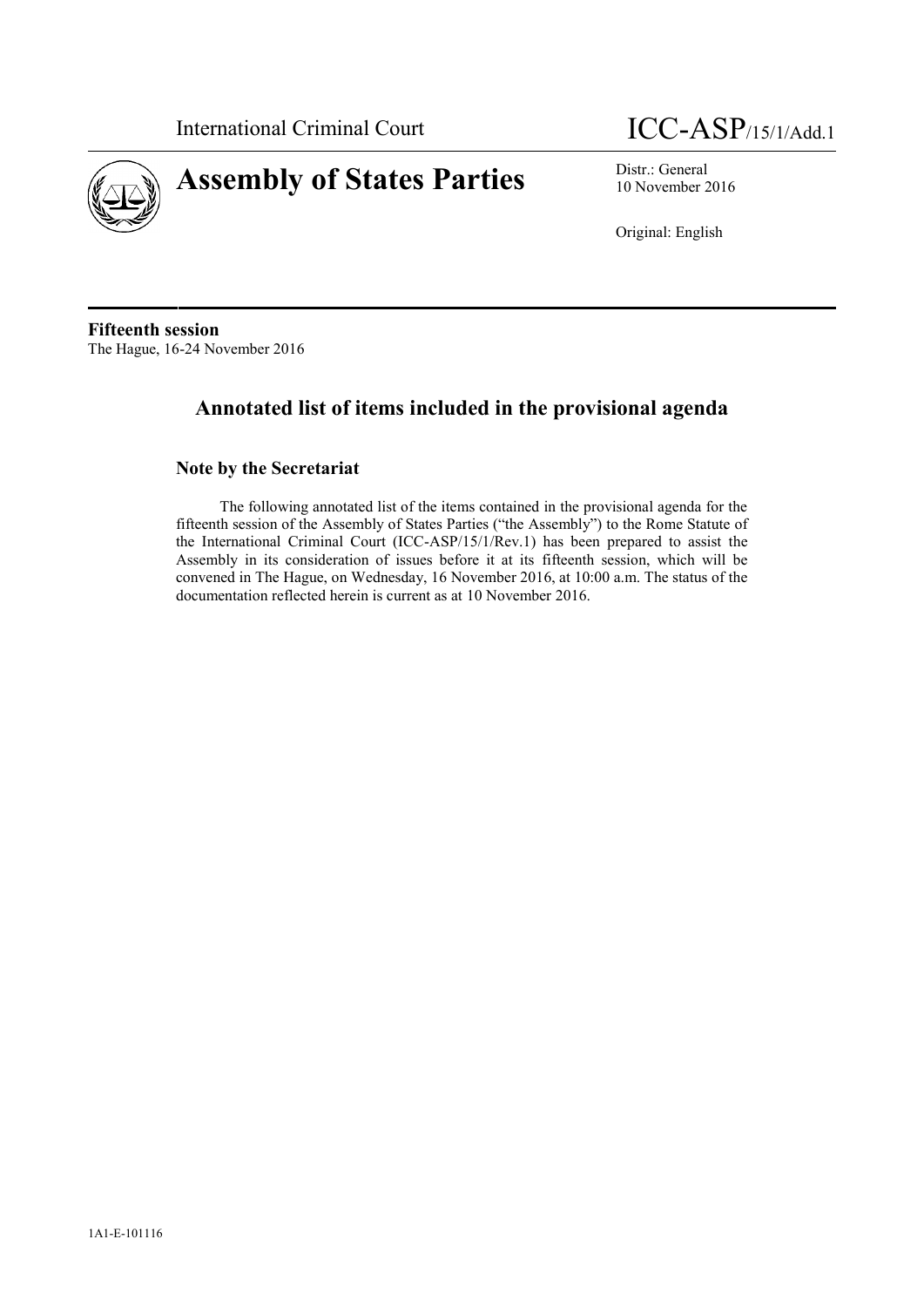International Criminal Court

ICC-ASP/15/1/Add.1

# Assembly of States Parties

Distr.: General
10 November 2016

Original: English

**Fifteenth session**
The Hague, 16-24 November 2016

## Annotated list of items included in the provisional agenda

### Note by the Secretariat

The following annotated list of the items contained in the provisional agenda for the fifteenth session of the Assembly of States Parties ("the Assembly") to the Rome Statute of the International Criminal Court (ICC-ASP/15/1/Rev.1) has been prepared to assist the Assembly in its consideration of issues before it at its fifteenth session, which will be convened in The Hague, on Wednesday, 16 November 2016, at 10:00 a.m. The status of the documentation reflected herein is current as at 10 November 2016.

1A1-E-101116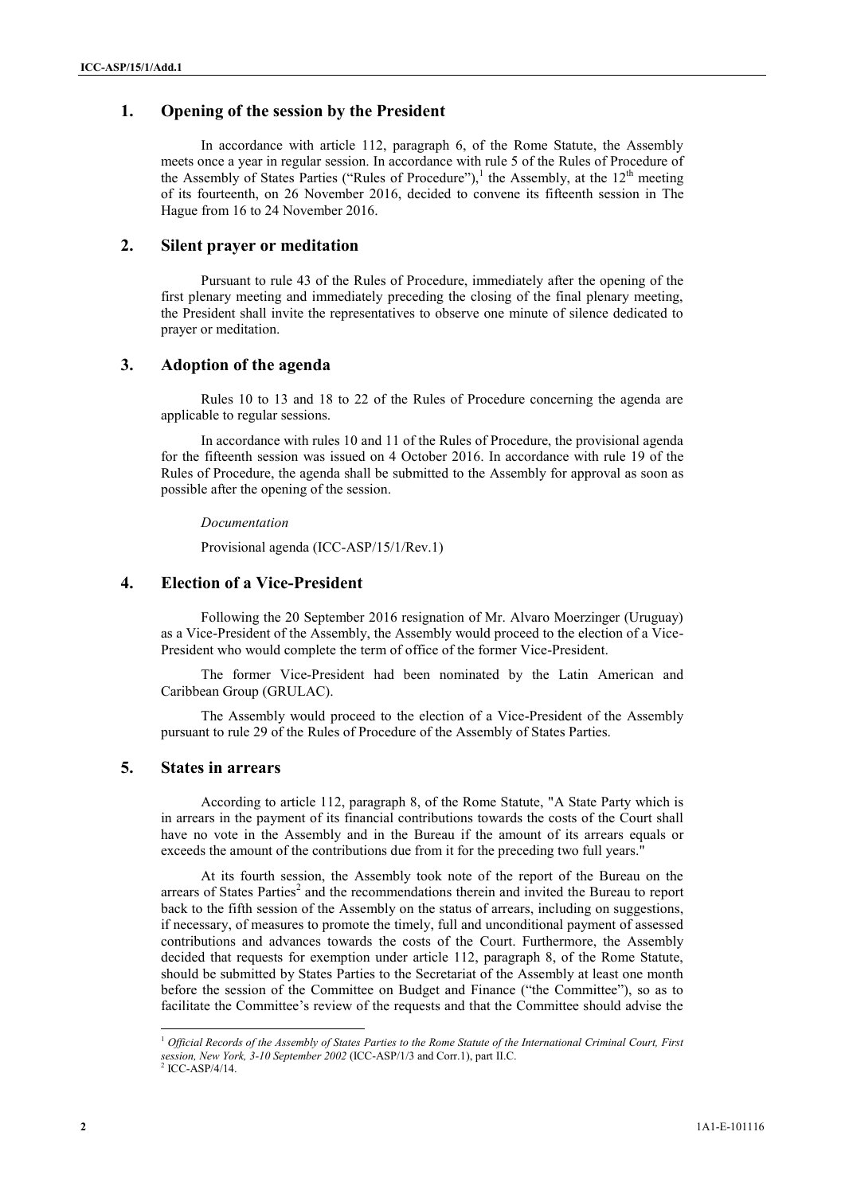## 1. Opening of the session by the President

In accordance with article 112, paragraph 6, of the Rome Statute, the Assembly meets once a year in regular session. In accordance with rule 5 of the Rules of Procedure of the Assembly of States Parties ("Rules of Procedure"),[1] the Assembly, at the 12[th] meeting of its fourteenth, on 26 November 2016, decided to convene its fifteenth session in The Hague from 16 to 24 November 2016.

## 2. Silent prayer or meditation

Pursuant to rule 43 of the Rules of Procedure, immediately after the opening of the first plenary meeting and immediately preceding the closing of the final plenary meeting, the President shall invite the representatives to observe one minute of silence dedicated to prayer or meditation.

## 3. Adoption of the agenda

Rules 10 to 13 and 18 to 22 of the Rules of Procedure concerning the agenda are applicable to regular sessions.

In accordance with rules 10 and 11 of the Rules of Procedure, the provisional agenda for the fifteenth session was issued on 4 October 2016. In accordance with rule 19 of the Rules of Procedure, the agenda shall be submitted to the Assembly for approval as soon as possible after the opening of the session.

*Documentation*

Provisional agenda (ICC-ASP/15/1/Rev.1)

## 4. Election of a Vice-President

Following the 20 September 2016 resignation of Mr. Alvaro Moerzinger (Uruguay) as a Vice-President of the Assembly, the Assembly would proceed to the election of a Vice-President who would complete the term of office of the former Vice-President.

The former Vice-President had been nominated by the Latin American and Caribbean Group (GRULAC).

The Assembly would proceed to the election of a Vice-President of the Assembly pursuant to rule 29 of the Rules of Procedure of the Assembly of States Parties.

## 5. States in arrears

According to article 112, paragraph 8, of the Rome Statute, "A State Party which is in arrears in the payment of its financial contributions towards the costs of the Court shall have no vote in the Assembly and in the Bureau if the amount of its arrears equals or exceeds the amount of the contributions due from it for the preceding two full years."

At its fourth session, the Assembly took note of the report of the Bureau on the arrears of States Parties[2] and the recommendations therein and invited the Bureau to report back to the fifth session of the Assembly on the status of arrears, including on suggestions, if necessary, of measures to promote the timely, full and unconditional payment of assessed contributions and advances towards the costs of the Court. Furthermore, the Assembly decided that requests for exemption under article 112, paragraph 8, of the Rome Statute, should be submitted by States Parties to the Secretariat of the Assembly at least one month before the session of the Committee on Budget and Finance ("the Committee"), so as to facilitate the Committee's review of the requests and that the Committee should advise the

---

[1] *Official Records of the Assembly of States Parties to the Rome Statute of the International Criminal Court, First session, New York, 3-10 September 2002* (ICC-ASP/1/3 and Corr.1), part II.C.

[2] ICC-ASP/4/14.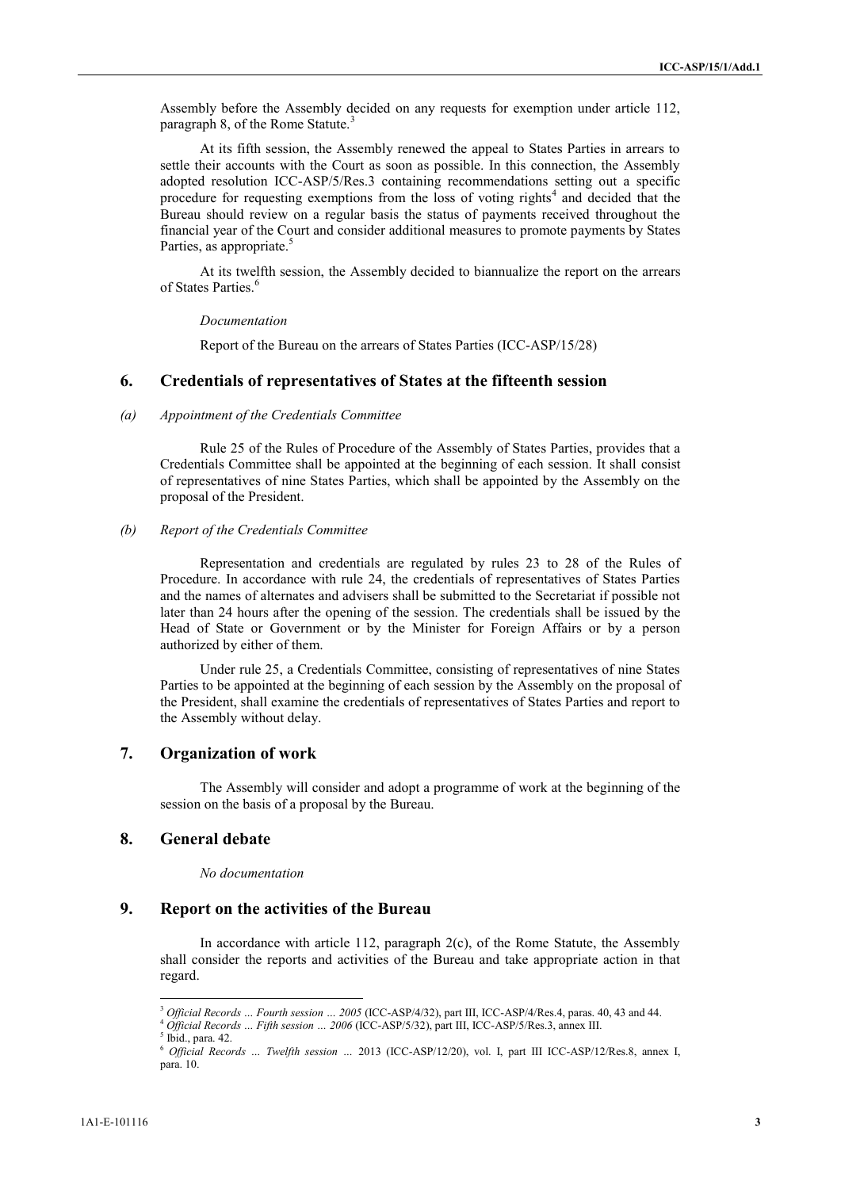Assembly before the Assembly decided on any requests for exemption under article 112, paragraph 8, of the Rome Statute.[3]

At its fifth session, the Assembly renewed the appeal to States Parties in arrears to settle their accounts with the Court as soon as possible. In this connection, the Assembly adopted resolution ICC-ASP/5/Res.3 containing recommendations setting out a specific procedure for requesting exemptions from the loss of voting rights[4] and decided that the Bureau should review on a regular basis the status of payments received throughout the financial year of the Court and consider additional measures to promote payments by States Parties, as appropriate.[5]

At its twelfth session, the Assembly decided to biannualize the report on the arrears of States Parties.[6]

*Documentation*

Report of the Bureau on the arrears of States Parties (ICC-ASP/15/28)

## 6. Credentials of representatives of States at the fifteenth session

### *(a) Appointment of the Credentials Committee*

Rule 25 of the Rules of Procedure of the Assembly of States Parties, provides that a Credentials Committee shall be appointed at the beginning of each session. It shall consist of representatives of nine States Parties, which shall be appointed by the Assembly on the proposal of the President.

### *(b) Report of the Credentials Committee*

Representation and credentials are regulated by rules 23 to 28 of the Rules of Procedure. In accordance with rule 24, the credentials of representatives of States Parties and the names of alternates and advisers shall be submitted to the Secretariat if possible not later than 24 hours after the opening of the session. The credentials shall be issued by the Head of State or Government or by the Minister for Foreign Affairs or by a person authorized by either of them.

Under rule 25, a Credentials Committee, consisting of representatives of nine States Parties to be appointed at the beginning of each session by the Assembly on the proposal of the President, shall examine the credentials of representatives of States Parties and report to the Assembly without delay.

## 7. Organization of work

The Assembly will consider and adopt a programme of work at the beginning of the session on the basis of a proposal by the Bureau.

## 8. General debate

*No documentation*

## 9. Report on the activities of the Bureau

In accordance with article 112, paragraph 2(c), of the Rome Statute, the Assembly shall consider the reports and activities of the Bureau and take appropriate action in that regard.

---

[3] *Official Records … Fourth session … 2005* (ICC-ASP/4/32), part III, ICC-ASP/4/Res.4, paras. 40, 43 and 44.

[4] *Official Records … Fifth session … 2006* (ICC-ASP/5/32), part III, ICC-ASP/5/Res.3, annex III.

[5] Ibid., para. 42.

[6] *Official Records … Twelfth session …* 2013 (ICC-ASP/12/20), vol. I, part III ICC-ASP/12/Res.8, annex I, para. 10.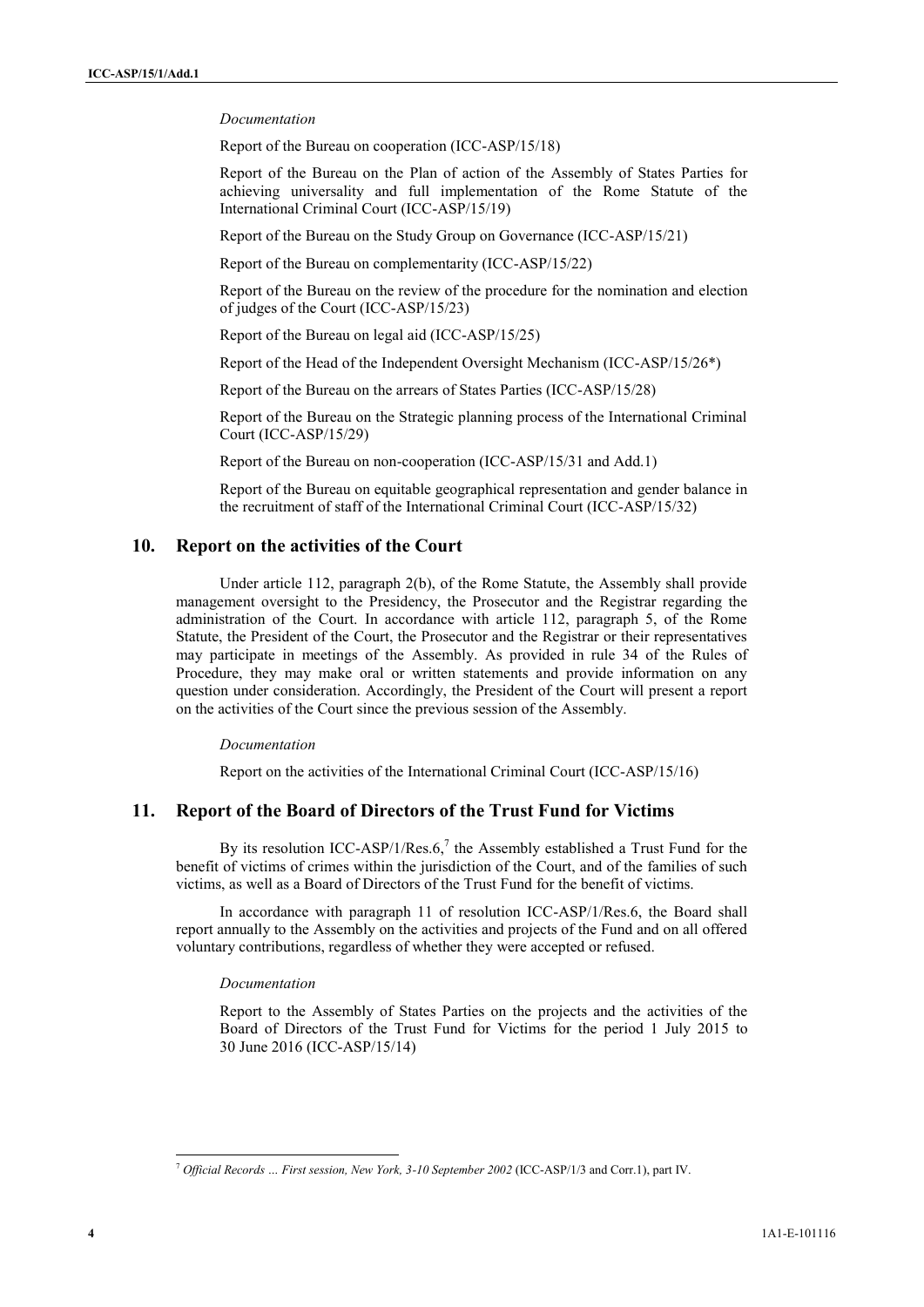*Documentation*

Report of the Bureau on cooperation (ICC-ASP/15/18)

Report of the Bureau on the Plan of action of the Assembly of States Parties for achieving universality and full implementation of the Rome Statute of the International Criminal Court (ICC-ASP/15/19)

Report of the Bureau on the Study Group on Governance (ICC-ASP/15/21)

Report of the Bureau on complementarity (ICC-ASP/15/22)

Report of the Bureau on the review of the procedure for the nomination and election of judges of the Court (ICC-ASP/15/23)

Report of the Bureau on legal aid (ICC-ASP/15/25)

Report of the Head of the Independent Oversight Mechanism (ICC-ASP/15/26*)

Report of the Bureau on the arrears of States Parties (ICC-ASP/15/28)

Report of the Bureau on the Strategic planning process of the International Criminal Court (ICC-ASP/15/29)

Report of the Bureau on non-cooperation (ICC-ASP/15/31 and Add.1)

Report of the Bureau on equitable geographical representation and gender balance in the recruitment of staff of the International Criminal Court (ICC-ASP/15/32)

## 10. Report on the activities of the Court

Under article 112, paragraph 2(b), of the Rome Statute, the Assembly shall provide management oversight to the Presidency, the Prosecutor and the Registrar regarding the administration of the Court. In accordance with article 112, paragraph 5, of the Rome Statute, the President of the Court, the Prosecutor and the Registrar or their representatives may participate in meetings of the Assembly. As provided in rule 34 of the Rules of Procedure, they may make oral or written statements and provide information on any question under consideration. Accordingly, the President of the Court will present a report on the activities of the Court since the previous session of the Assembly.

*Documentation*

Report on the activities of the International Criminal Court (ICC-ASP/15/16)

## 11. Report of the Board of Directors of the Trust Fund for Victims

By its resolution ICC-ASP/1/Res.6,[7] the Assembly established a Trust Fund for the benefit of victims of crimes within the jurisdiction of the Court, and of the families of such victims, as well as a Board of Directors of the Trust Fund for the benefit of victims.

In accordance with paragraph 11 of resolution ICC-ASP/1/Res.6, the Board shall report annually to the Assembly on the activities and projects of the Fund and on all offered voluntary contributions, regardless of whether they were accepted or refused.

*Documentation*

Report to the Assembly of States Parties on the projects and the activities of the Board of Directors of the Trust Fund for Victims for the period 1 July 2015 to 30 June 2016 (ICC-ASP/15/14)

---

[7] *Official Records … First session, New York, 3-10 September 2002* (ICC-ASP/1/3 and Corr.1), part IV.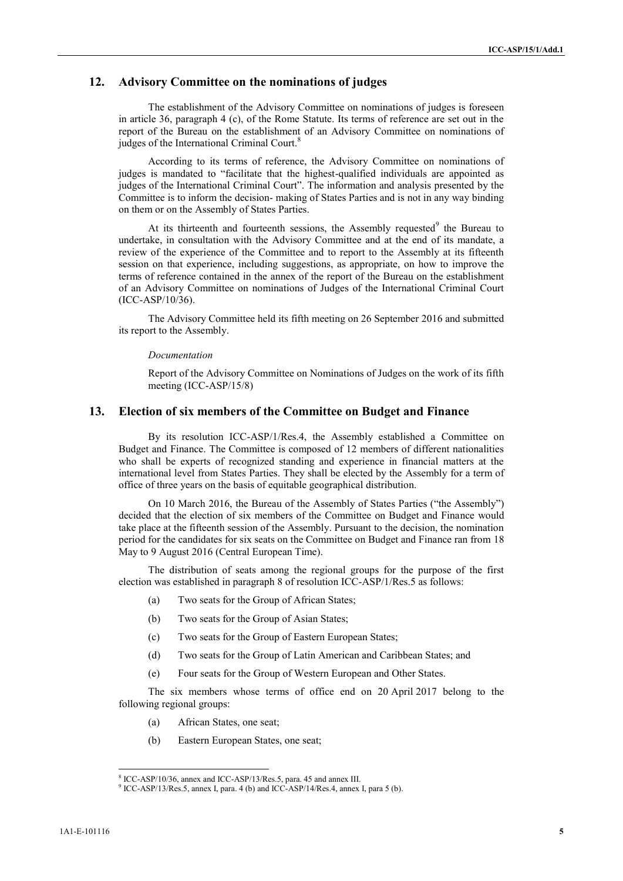## 12. Advisory Committee on the nominations of judges

The establishment of the Advisory Committee on nominations of judges is foreseen in article 36, paragraph 4 (c), of the Rome Statute. Its terms of reference are set out in the report of the Bureau on the establishment of an Advisory Committee on nominations of judges of the International Criminal Court.[8]

According to its terms of reference, the Advisory Committee on nominations of judges is mandated to "facilitate that the highest-qualified individuals are appointed as judges of the International Criminal Court". The information and analysis presented by the Committee is to inform the decision- making of States Parties and is not in any way binding on them or on the Assembly of States Parties.

At its thirteenth and fourteenth sessions, the Assembly requested[9] the Bureau to undertake, in consultation with the Advisory Committee and at the end of its mandate, a review of the experience of the Committee and to report to the Assembly at its fifteenth session on that experience, including suggestions, as appropriate, on how to improve the terms of reference contained in the annex of the report of the Bureau on the establishment of an Advisory Committee on nominations of Judges of the International Criminal Court (ICC-ASP/10/36).

The Advisory Committee held its fifth meeting on 26 September 2016 and submitted its report to the Assembly.

*Documentation*

Report of the Advisory Committee on Nominations of Judges on the work of its fifth meeting (ICC-ASP/15/8)

## 13. Election of six members of the Committee on Budget and Finance

By its resolution ICC-ASP/1/Res.4, the Assembly established a Committee on Budget and Finance. The Committee is composed of 12 members of different nationalities who shall be experts of recognized standing and experience in financial matters at the international level from States Parties. They shall be elected by the Assembly for a term of office of three years on the basis of equitable geographical distribution.

On 10 March 2016, the Bureau of the Assembly of States Parties ("the Assembly") decided that the election of six members of the Committee on Budget and Finance would take place at the fifteenth session of the Assembly. Pursuant to the decision, the nomination period for the candidates for six seats on the Committee on Budget and Finance ran from 18 May to 9 August 2016 (Central European Time).

The distribution of seats among the regional groups for the purpose of the first election was established in paragraph 8 of resolution ICC-ASP/1/Res.5 as follows:

(a) Two seats for the Group of African States;

(b) Two seats for the Group of Asian States;

(c) Two seats for the Group of Eastern European States;

(d) Two seats for the Group of Latin American and Caribbean States; and

(e) Four seats for the Group of Western European and Other States.

The six members whose terms of office end on 20 April 2017 belong to the following regional groups:

(a) African States, one seat;

(b) Eastern European States, one seat;

---

[8] ICC-ASP/10/36, annex and ICC-ASP/13/Res.5, para. 45 and annex III.

[9] ICC-ASP/13/Res.5, annex I, para. 4 (b) and ICC-ASP/14/Res.4, annex I, para 5 (b).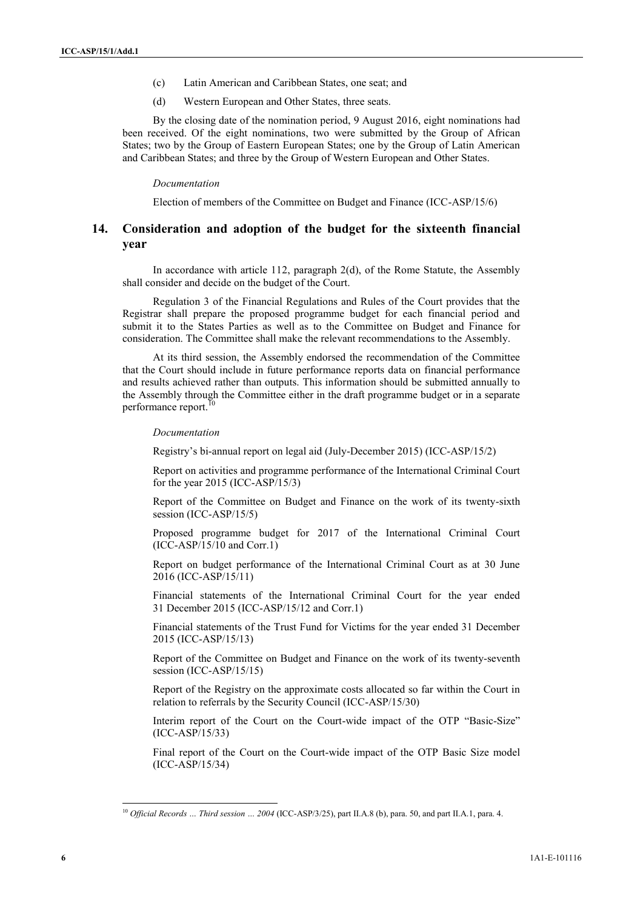(c) Latin American and Caribbean States, one seat; and

(d) Western European and Other States, three seats.

By the closing date of the nomination period, 9 August 2016, eight nominations had been received. Of the eight nominations, two were submitted by the Group of African States; two by the Group of Eastern European States; one by the Group of Latin American and Caribbean States; and three by the Group of Western European and Other States.

*Documentation*

Election of members of the Committee on Budget and Finance (ICC-ASP/15/6)

## 14. Consideration and adoption of the budget for the sixteenth financial year

In accordance with article 112, paragraph 2(d), of the Rome Statute, the Assembly shall consider and decide on the budget of the Court.

Regulation 3 of the Financial Regulations and Rules of the Court provides that the Registrar shall prepare the proposed programme budget for each financial period and submit it to the States Parties as well as to the Committee on Budget and Finance for consideration. The Committee shall make the relevant recommendations to the Assembly.

At its third session, the Assembly endorsed the recommendation of the Committee that the Court should include in future performance reports data on financial performance and results achieved rather than outputs. This information should be submitted annually to the Assembly through the Committee either in the draft programme budget or in a separate performance report.[10]

*Documentation*

Registry's bi-annual report on legal aid (July-December 2015) (ICC-ASP/15/2)

Report on activities and programme performance of the International Criminal Court for the year 2015 (ICC-ASP/15/3)

Report of the Committee on Budget and Finance on the work of its twenty-sixth session (ICC-ASP/15/5)

Proposed programme budget for 2017 of the International Criminal Court (ICC-ASP/15/10 and Corr.1)

Report on budget performance of the International Criminal Court as at 30 June 2016 (ICC-ASP/15/11)

Financial statements of the International Criminal Court for the year ended 31 December 2015 (ICC-ASP/15/12 and Corr.1)

Financial statements of the Trust Fund for Victims for the year ended 31 December 2015 (ICC-ASP/15/13)

Report of the Committee on Budget and Finance on the work of its twenty-seventh session (ICC-ASP/15/15)

Report of the Registry on the approximate costs allocated so far within the Court in relation to referrals by the Security Council (ICC-ASP/15/30)

Interim report of the Court on the Court-wide impact of the OTP "Basic-Size" (ICC-ASP/15/33)

Final report of the Court on the Court-wide impact of the OTP Basic Size model (ICC-ASP/15/34)

---

[10] *Official Records … Third session … 2004* (ICC-ASP/3/25), part II.A.8 (b), para. 50, and part II.A.1, para. 4.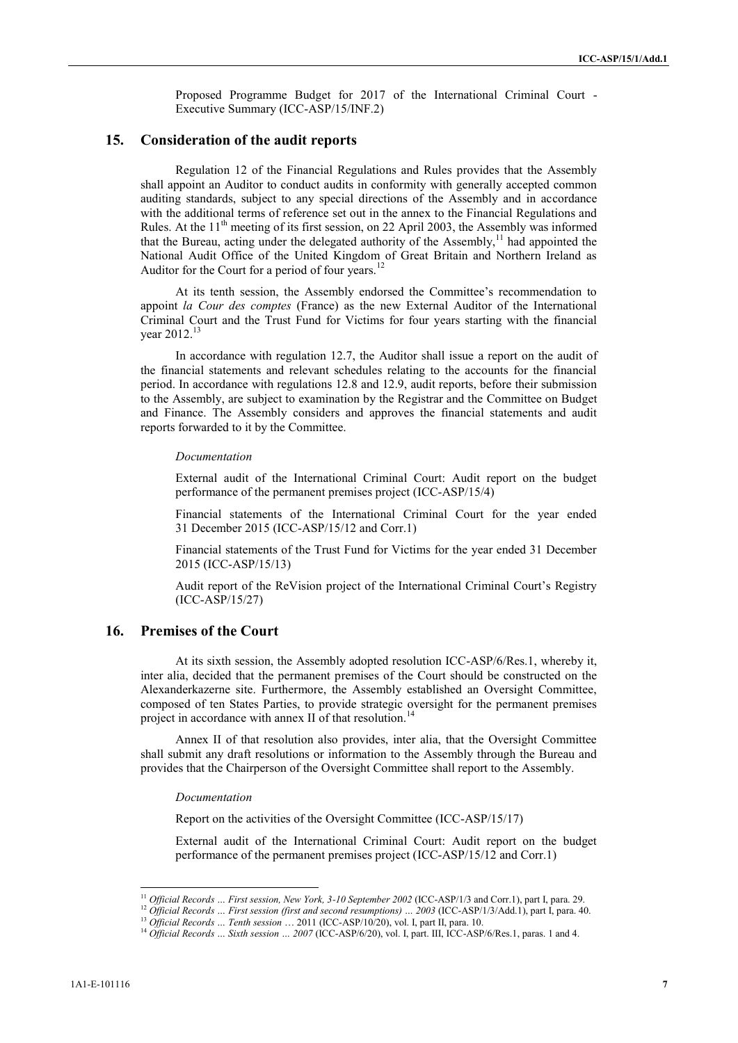Proposed Programme Budget for 2017 of the International Criminal Court - Executive Summary (ICC-ASP/15/INF.2)

## 15. Consideration of the audit reports

Regulation 12 of the Financial Regulations and Rules provides that the Assembly shall appoint an Auditor to conduct audits in conformity with generally accepted common auditing standards, subject to any special directions of the Assembly and in accordance with the additional terms of reference set out in the annex to the Financial Regulations and Rules. At the 11th meeting of its first session, on 22 April 2003, the Assembly was informed that the Bureau, acting under the delegated authority of the Assembly,[11] had appointed the National Audit Office of the United Kingdom of Great Britain and Northern Ireland as Auditor for the Court for a period of four years.[12]

At its tenth session, the Assembly endorsed the Committee's recommendation to appoint *la Cour des comptes* (France) as the new External Auditor of the International Criminal Court and the Trust Fund for Victims for four years starting with the financial year 2012.[13]

In accordance with regulation 12.7, the Auditor shall issue a report on the audit of the financial statements and relevant schedules relating to the accounts for the financial period. In accordance with regulations 12.8 and 12.9, audit reports, before their submission to the Assembly, are subject to examination by the Registrar and the Committee on Budget and Finance. The Assembly considers and approves the financial statements and audit reports forwarded to it by the Committee.

*Documentation*

External audit of the International Criminal Court: Audit report on the budget performance of the permanent premises project (ICC-ASP/15/4)

Financial statements of the International Criminal Court for the year ended 31 December 2015 (ICC-ASP/15/12 and Corr.1)

Financial statements of the Trust Fund for Victims for the year ended 31 December 2015 (ICC-ASP/15/13)

Audit report of the ReVision project of the International Criminal Court's Registry (ICC-ASP/15/27)

## 16. Premises of the Court

At its sixth session, the Assembly adopted resolution ICC-ASP/6/Res.1, whereby it, inter alia, decided that the permanent premises of the Court should be constructed on the Alexanderkazerne site. Furthermore, the Assembly established an Oversight Committee, composed of ten States Parties, to provide strategic oversight for the permanent premises project in accordance with annex II of that resolution.[14]

Annex II of that resolution also provides, inter alia, that the Oversight Committee shall submit any draft resolutions or information to the Assembly through the Bureau and provides that the Chairperson of the Oversight Committee shall report to the Assembly.

*Documentation*

Report on the activities of the Oversight Committee (ICC-ASP/15/17)

External audit of the International Criminal Court: Audit report on the budget performance of the permanent premises project (ICC-ASP/15/12 and Corr.1)

---

[11] *Official Records … First session, New York, 3-10 September 2002* (ICC-ASP/1/3 and Corr.1), part I, para. 29.

[12] *Official Records … First session (first and second resumptions) … 2003* (ICC-ASP/1/3/Add.1), part I, para. 40.

[13] *Official Records … Tenth session …* 2011 (ICC-ASP/10/20), vol. I, part II, para. 10.

[14] *Official Records … Sixth session … 2007* (ICC-ASP/6/20), vol. I, part. III, ICC-ASP/6/Res.1, paras. 1 and 4.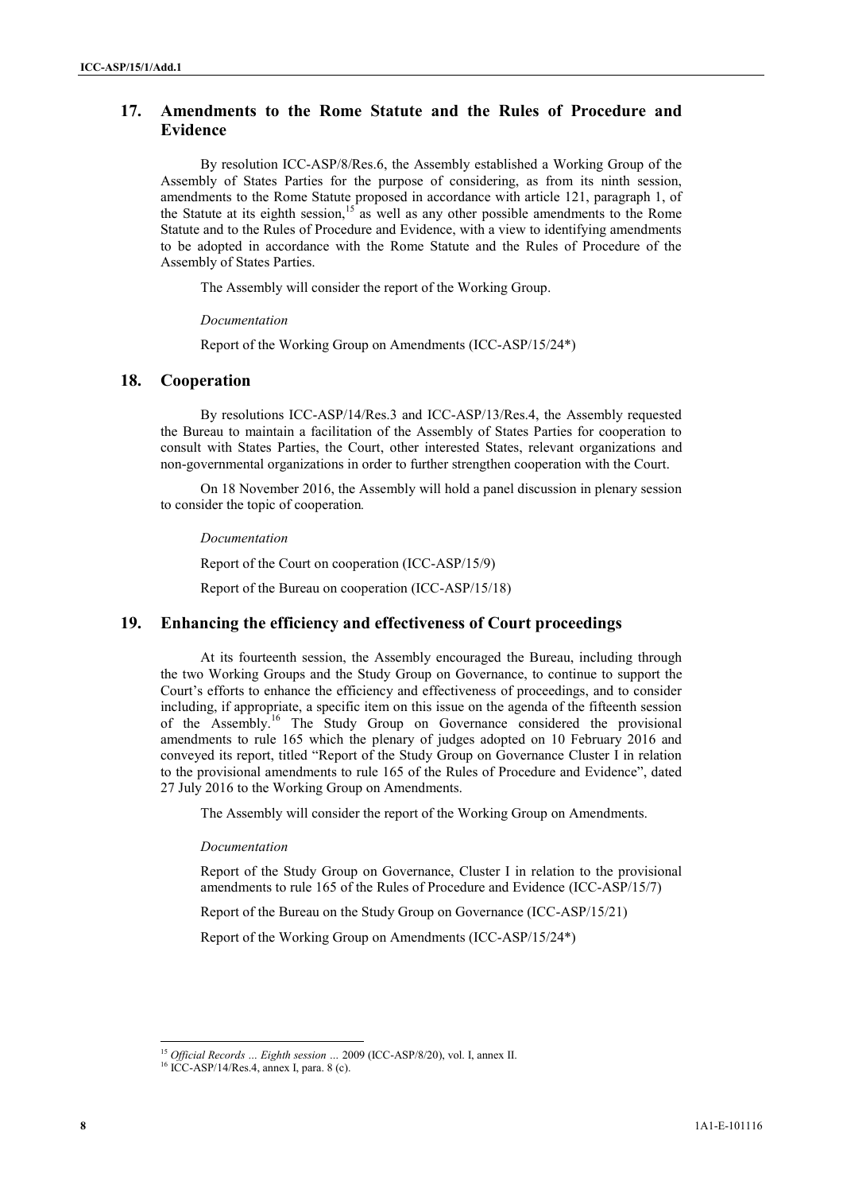## 17. Amendments to the Rome Statute and the Rules of Procedure and Evidence

By resolution ICC-ASP/8/Res.6, the Assembly established a Working Group of the Assembly of States Parties for the purpose of considering, as from its ninth session, amendments to the Rome Statute proposed in accordance with article 121, paragraph 1, of the Statute at its eighth session,[15] as well as any other possible amendments to the Rome Statute and to the Rules of Procedure and Evidence, with a view to identifying amendments to be adopted in accordance with the Rome Statute and the Rules of Procedure of the Assembly of States Parties.

The Assembly will consider the report of the Working Group.

*Documentation*

Report of the Working Group on Amendments (ICC-ASP/15/24*)

## 18. Cooperation

By resolutions ICC-ASP/14/Res.3 and ICC-ASP/13/Res.4, the Assembly requested the Bureau to maintain a facilitation of the Assembly of States Parties for cooperation to consult with States Parties, the Court, other interested States, relevant organizations and non-governmental organizations in order to further strengthen cooperation with the Court.

On 18 November 2016, the Assembly will hold a panel discussion in plenary session to consider the topic of cooperation.

*Documentation*

Report of the Court on cooperation (ICC-ASP/15/9)

Report of the Bureau on cooperation (ICC-ASP/15/18)

## 19. Enhancing the efficiency and effectiveness of Court proceedings

At its fourteenth session, the Assembly encouraged the Bureau, including through the two Working Groups and the Study Group on Governance, to continue to support the Court's efforts to enhance the efficiency and effectiveness of proceedings, and to consider including, if appropriate, a specific item on this issue on the agenda of the fifteenth session of the Assembly.[16] The Study Group on Governance considered the provisional amendments to rule 165 which the plenary of judges adopted on 10 February 2016 and conveyed its report, titled "Report of the Study Group on Governance Cluster I in relation to the provisional amendments to rule 165 of the Rules of Procedure and Evidence", dated 27 July 2016 to the Working Group on Amendments.

The Assembly will consider the report of the Working Group on Amendments.

*Documentation*

Report of the Study Group on Governance, Cluster I in relation to the provisional amendments to rule 165 of the Rules of Procedure and Evidence (ICC-ASP/15/7)

Report of the Bureau on the Study Group on Governance (ICC-ASP/15/21)

Report of the Working Group on Amendments (ICC-ASP/15/24*)

---

[15] *Official Records … Eighth session …* 2009 (ICC-ASP/8/20), vol. I, annex II.

[16] ICC-ASP/14/Res.4, annex I, para. 8 (c).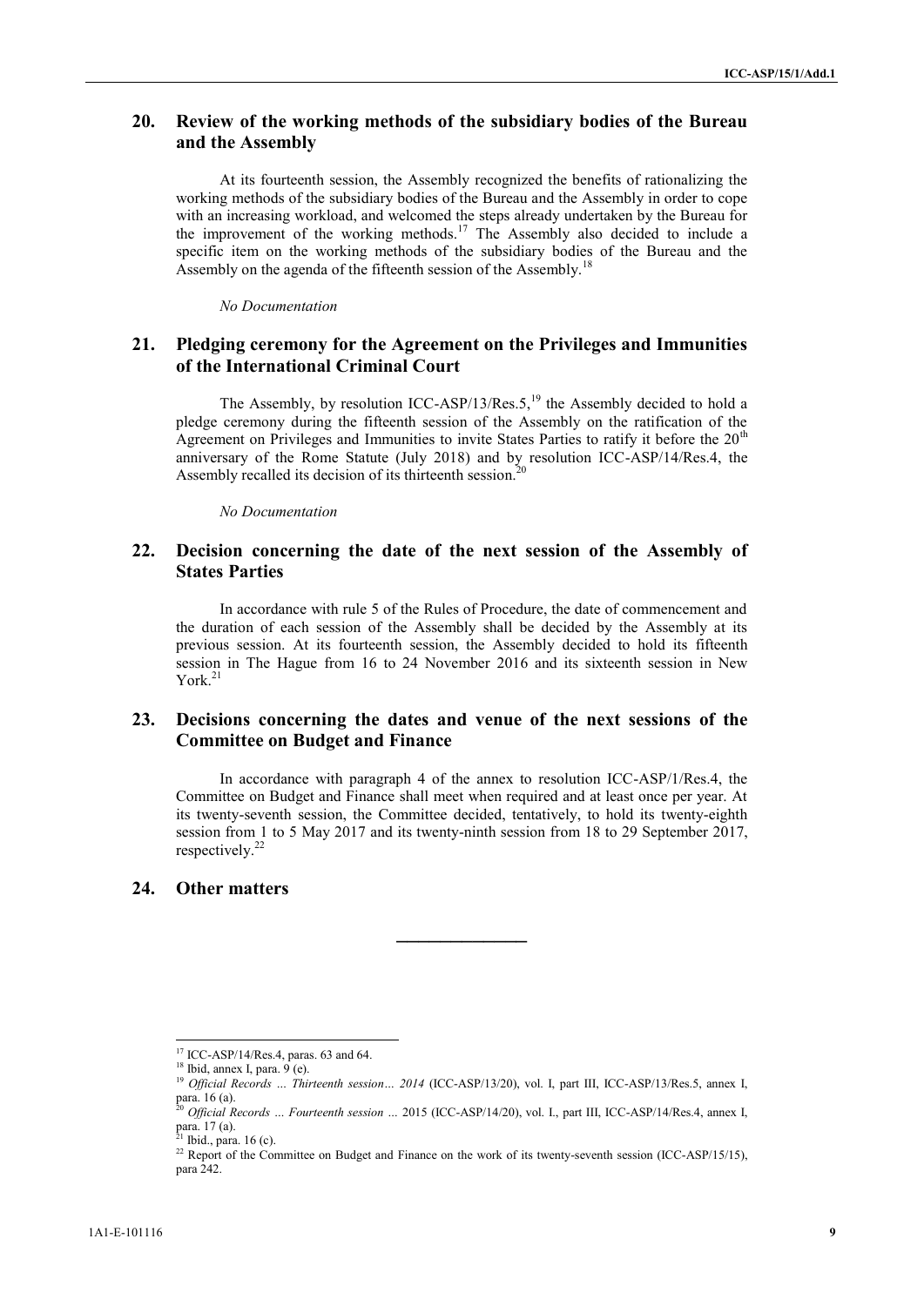## 20. Review of the working methods of the subsidiary bodies of the Bureau and the Assembly

At its fourteenth session, the Assembly recognized the benefits of rationalizing the working methods of the subsidiary bodies of the Bureau and the Assembly in order to cope with an increasing workload, and welcomed the steps already undertaken by the Bureau for the improvement of the working methods.[17] The Assembly also decided to include a specific item on the working methods of the subsidiary bodies of the Bureau and the Assembly on the agenda of the fifteenth session of the Assembly.[18]

*No Documentation*

## 21. Pledging ceremony for the Agreement on the Privileges and Immunities of the International Criminal Court

The Assembly, by resolution ICC-ASP/13/Res.5,[19] the Assembly decided to hold a pledge ceremony during the fifteenth session of the Assembly on the ratification of the Agreement on Privileges and Immunities to invite States Parties to ratify it before the 20th anniversary of the Rome Statute (July 2018) and by resolution ICC-ASP/14/Res.4, the Assembly recalled its decision of its thirteenth session.[20]

*No Documentation*

## 22. Decision concerning the date of the next session of the Assembly of States Parties

In accordance with rule 5 of the Rules of Procedure, the date of commencement and the duration of each session of the Assembly shall be decided by the Assembly at its previous session. At its fourteenth session, the Assembly decided to hold its fifteenth session in The Hague from 16 to 24 November 2016 and its sixteenth session in New York.[21]

## 23. Decisions concerning the dates and venue of the next sessions of the Committee on Budget and Finance

In accordance with paragraph 4 of the annex to resolution ICC-ASP/1/Res.4, the Committee on Budget and Finance shall meet when required and at least once per year. At its twenty-seventh session, the Committee decided, tentatively, to hold its twenty-eighth session from 1 to 5 May 2017 and its twenty-ninth session from 18 to 29 September 2017, respectively.[22]

## 24. Other matters

---

[17] ICC-ASP/14/Res.4, paras. 63 and 64.

[18] Ibid, annex I, para. 9 (e).

[19] *Official Records … Thirteenth session… 2014* (ICC-ASP/13/20), vol. I, part III, ICC-ASP/13/Res.5, annex I, para. 16 (a).

[20] *Official Records … Fourteenth session …* 2015 (ICC-ASP/14/20), vol. I., part III, ICC-ASP/14/Res.4, annex I, para. 17 (a).

[21] Ibid., para. 16 (c).

[22] Report of the Committee on Budget and Finance on the work of its twenty-seventh session (ICC-ASP/15/15), para 242.